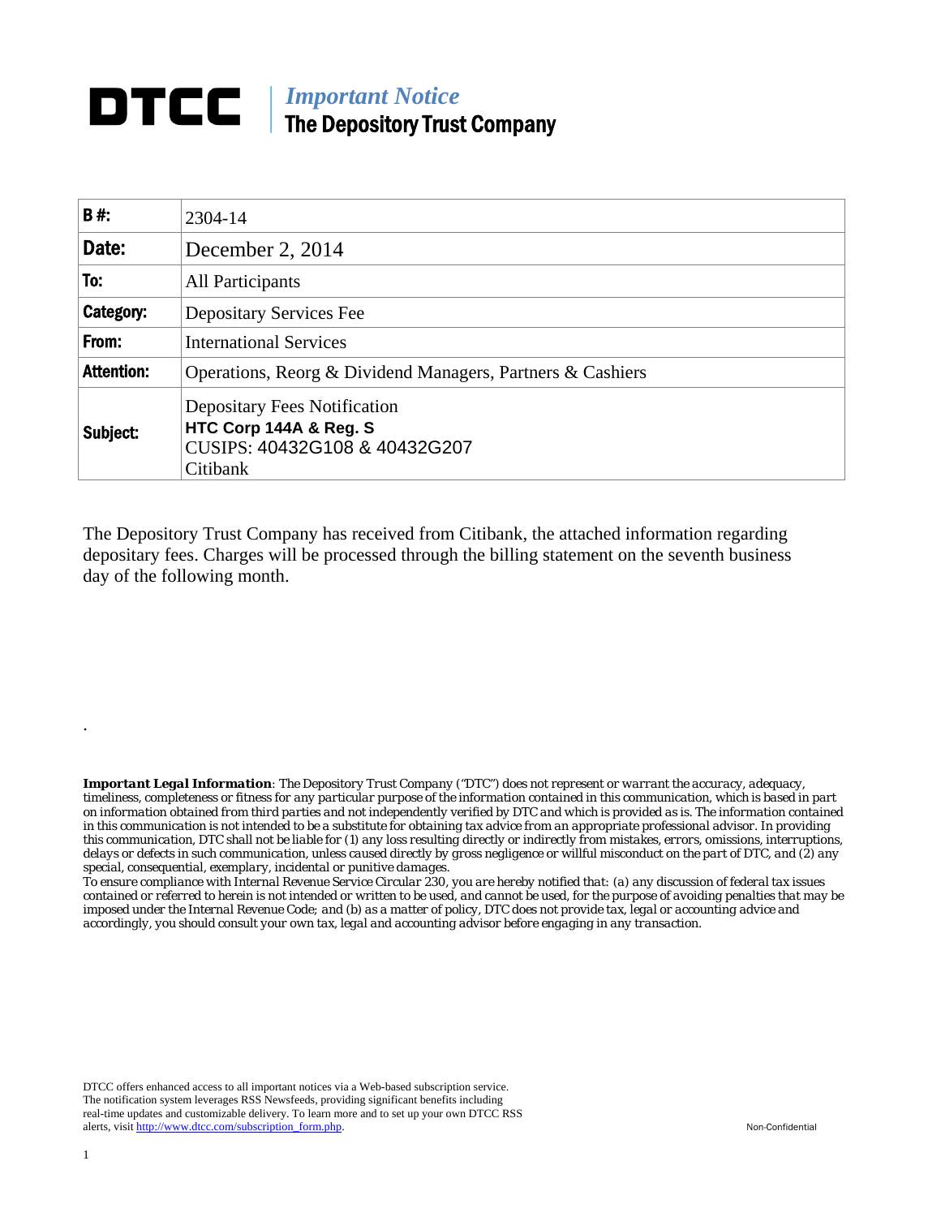# DTCC | *Important Notice* The Depository Trust Company

| | |
|---|---|
| **B #:** | 2304-14 |
| **Date:** | December 2, 2014 |
| **To:** | All Participants |
| **Category:** | Depositary Services Fee |
| **From:** | International Services |
| **Attention:** | Operations, Reorg & Dividend Managers, Partners & Cashiers |
| **Subject:** | Depositary Fees Notification<br>**HTC Corp 144A & Reg. S**<br>CUSIPS: 40432G108 & 40432G207<br>Citibank |

The Depository Trust Company has received from Citibank, the attached information regarding depositary fees. Charges will be processed through the billing statement on the seventh business day of the following month.

.

***Important Legal Information****: The Depository Trust Company ("DTC") does not represent or warrant the accuracy, adequacy, timeliness, completeness or fitness for any particular purpose of the information contained in this communication, which is based in part on information obtained from third parties and not independently verified by DTC and which is provided as is. The information contained in this communication is not intended to be a substitute for obtaining tax advice from an appropriate professional advisor. In providing this communication, DTC shall not be liable for (1) any loss resulting directly or indirectly from mistakes, errors, omissions, interruptions, delays or defects in such communication, unless caused directly by gross negligence or willful misconduct on the part of DTC, and (2) any special, consequential, exemplary, incidental or punitive damages.*

*To ensure compliance with Internal Revenue Service Circular 230, you are hereby notified that: (a) any discussion of federal tax issues contained or referred to herein is not intended or written to be used, and cannot be used, for the purpose of avoiding penalties that may be imposed under the Internal Revenue Code; and (b) as a matter of policy, DTC does not provide tax, legal or accounting advice and accordingly, you should consult your own tax, legal and accounting advisor before engaging in any transaction.*

DTCC offers enhanced access to all important notices via a Web-based subscription service. The notification system leverages RSS Newsfeeds, providing significant benefits including real-time updates and customizable delivery. To learn more and to set up your own DTCC RSS alerts, visit http://www.dtcc.com/subscription_form.php.

Non-Confidential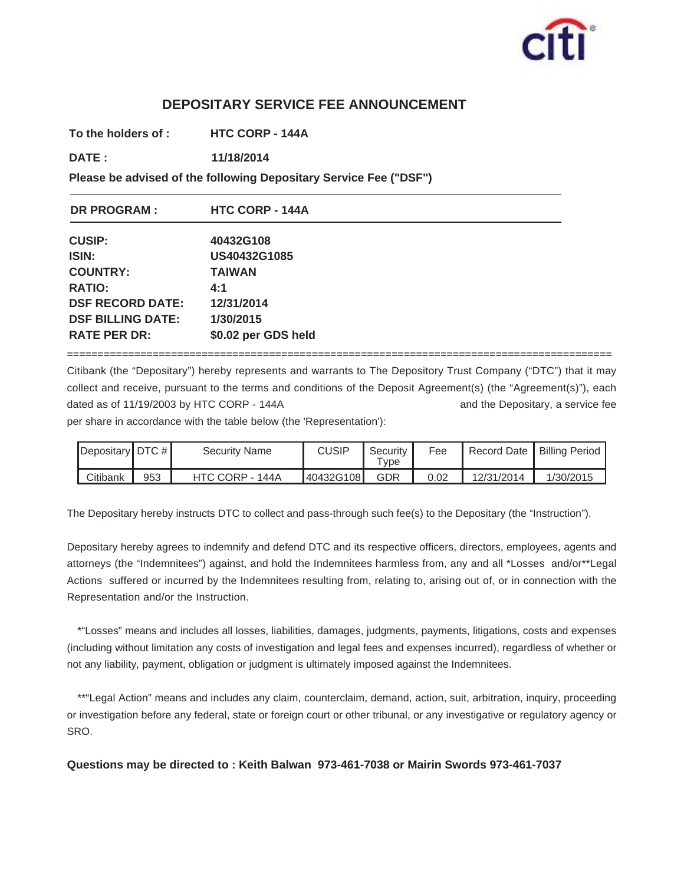# DEPOSITARY SERVICE FEE ANNOUNCEMENT

**To the holders of :** **HTC CORP - 144A**

**DATE :** **11/18/2014**

**Please be advised of the following Depositary Service Fee ("DSF")**

---

**DR PROGRAM :** **HTC CORP - 144A**

---

**CUSIP:** **40432G108**
**ISIN:** **US40432G1085**
**COUNTRY:** **TAIWAN**
**RATIO:** **4:1**
**DSF RECORD DATE:** **12/31/2014**
**DSF BILLING DATE:** **1/30/2015**
**RATE PER DR:** **$0.02 per GDS held**

==========================================================================================

Citibank (the "Depositary") hereby represents and warrants to The Depository Trust Company ("DTC") that it may collect and receive, pursuant to the terms and conditions of the Deposit Agreement(s) (the "Agreement(s)"), each dated as of 11/19/2003 by HTC CORP - 144A and the Depositary, a service fee per share in accordance with the table below (the 'Representation'):

| Depositary | DTC # | Security Name | CUSIP | Security Type | Fee | Record Date | Billing Period |
|---|---|---|---|---|---|---|---|
| Citibank | 953 | HTC CORP - 144A | 40432G108 | GDR | 0.02 | 12/31/2014 | 1/30/2015 |

The Depositary hereby instructs DTC to collect and pass-through such fee(s) to the Depositary (the "Instruction").

Depositary hereby agrees to indemnify and defend DTC and its respective officers, directors, employees, agents and attorneys (the "Indemnitees") against, and hold the Indemnitees harmless from, any and all *Losses and/or**Legal Actions suffered or incurred by the Indemnitees resulting from, relating to, arising out of, or in connection with the Representation and/or the Instruction.

*"Losses" means and includes all losses, liabilities, damages, judgments, payments, litigations, costs and expenses (including without limitation any costs of investigation and legal fees and expenses incurred), regardless of whether or not any liability, payment, obligation or judgment is ultimately imposed against the Indemnitees.

**"Legal Action" means and includes any claim, counterclaim, demand, action, suit, arbitration, inquiry, proceeding or investigation before any federal, state or foreign court or other tribunal, or any investigative or regulatory agency or SRO.

**Questions may be directed to : Keith Balwan 973-461-7038 or Mairin Swords 973-461-7037**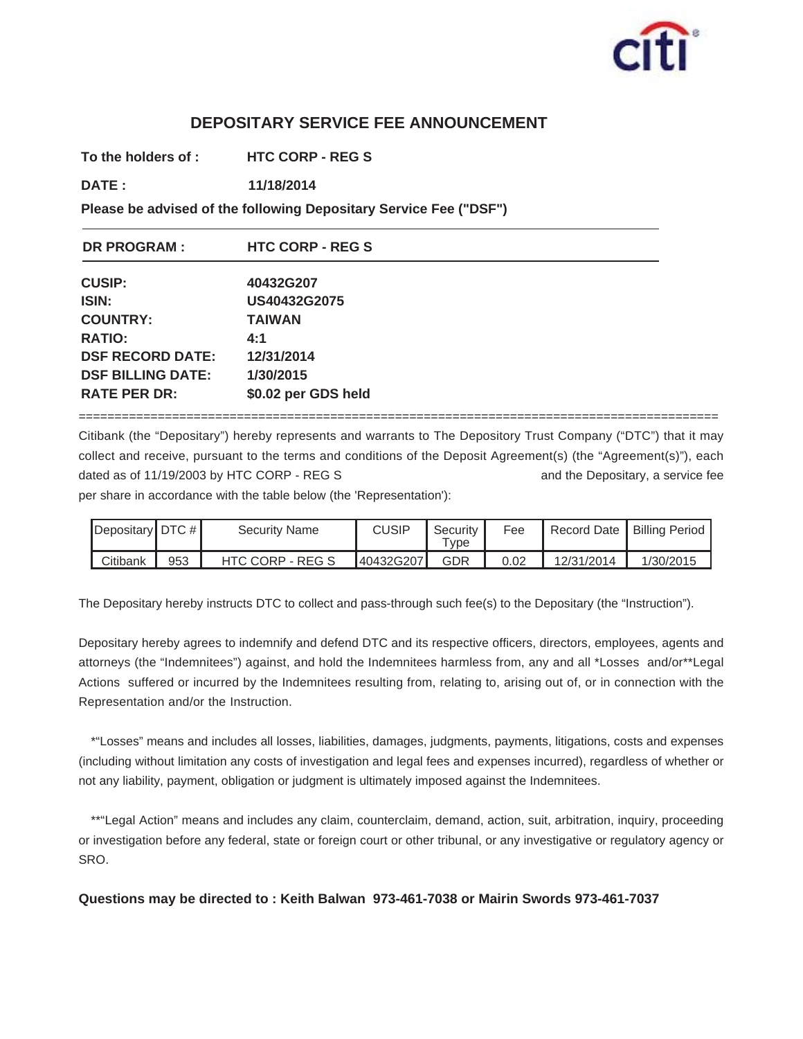## DEPOSITARY SERVICE FEE ANNOUNCEMENT

**To the holders of :** **HTC CORP - REG S**

**DATE :** **11/18/2014**

**Please be advised of the following Depositary Service Fee ("DSF")**

---

**DR PROGRAM :** **HTC CORP - REG S**

---

**CUSIP:** **40432G207**
**ISIN:** **US40432G2075**
**COUNTRY:** **TAIWAN**
**RATIO:** **4:1**
**DSF RECORD DATE:** **12/31/2014**
**DSF BILLING DATE:** **1/30/2015**
**RATE PER DR:** **$0.02 per GDS held**

==========================================================================================

Citibank (the "Depositary") hereby represents and warrants to The Depository Trust Company ("DTC") that it may collect and receive, pursuant to the terms and conditions of the Deposit Agreement(s) (the "Agreement(s)"), each dated as of 11/19/2003 by HTC CORP - REG S and the Depositary, a service fee per share in accordance with the table below (the 'Representation'):

| Depositary | DTC # | Security Name | CUSIP | Security Type | Fee | Record Date | Billing Period |
|---|---|---|---|---|---|---|---|
| Citibank | 953 | HTC CORP - REG S | 40432G207 | GDR | 0.02 | 12/31/2014 | 1/30/2015 |

The Depositary hereby instructs DTC to collect and pass-through such fee(s) to the Depositary (the "Instruction").

Depositary hereby agrees to indemnify and defend DTC and its respective officers, directors, employees, agents and attorneys (the "Indemnitees") against, and hold the Indemnitees harmless from, any and all *Losses and/or**Legal Actions suffered or incurred by the Indemnitees resulting from, relating to, arising out of, or in connection with the Representation and/or the Instruction.

*"Losses" means and includes all losses, liabilities, damages, judgments, payments, litigations, costs and expenses (including without limitation any costs of investigation and legal fees and expenses incurred), regardless of whether or not any liability, payment, obligation or judgment is ultimately imposed against the Indemnitees.

**"Legal Action" means and includes any claim, counterclaim, demand, action, suit, arbitration, inquiry, proceeding or investigation before any federal, state or foreign court or other tribunal, or any investigative or regulatory agency or SRO.

**Questions may be directed to : Keith Balwan 973-461-7038 or Mairin Swords 973-461-7037**